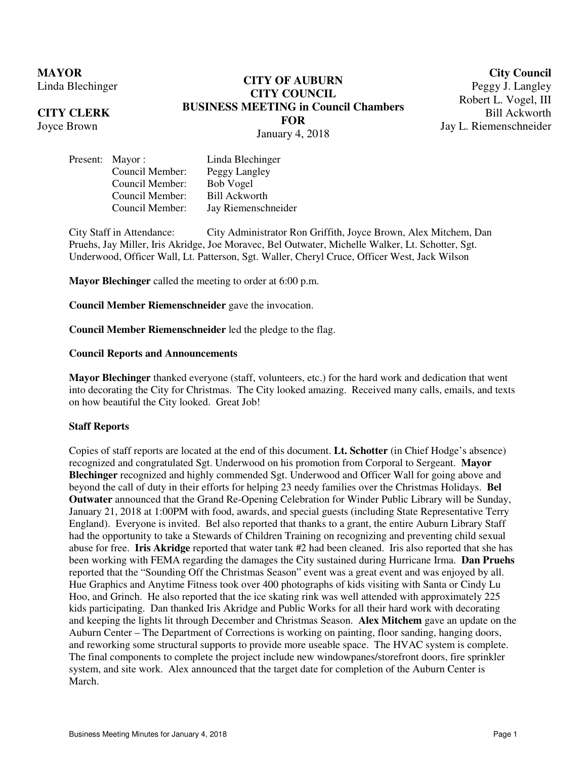**MAYOR**
Linda Blechinger

**CITY CLERK**
Joyce Brown

**CITY OF AUBURN**
**CITY COUNCIL**
**BUSINESS MEETING in Council Chambers**
**FOR**
January 4, 2018

**City Council**
Peggy J. Langley
Robert L. Vogel, III
Bill Ackworth
Jay L. Riemenschneider

| Present: | Mayor : | Linda Blechinger |
|---|---|---|
| | Council Member: | Peggy Langley |
| | Council Member: | Bob Vogel |
| | Council Member: | Bill Ackworth |
| | Council Member: | Jay Riemenschneider |

City Staff in Attendance: City Administrator Ron Griffith, Joyce Brown, Alex Mitchem, Dan Pruehs, Jay Miller, Iris Akridge, Joe Moravec, Bel Outwater, Michelle Walker, Lt. Schotter, Sgt. Underwood, Officer Wall, Lt. Patterson, Sgt. Waller, Cheryl Cruce, Officer West, Jack Wilson

**Mayor Blechinger** called the meeting to order at 6:00 p.m.

**Council Member Riemenschneider** gave the invocation.

**Council Member Riemenschneider** led the pledge to the flag.

**Council Reports and Announcements**

**Mayor Blechinger** thanked everyone (staff, volunteers, etc.) for the hard work and dedication that went into decorating the City for Christmas. The City looked amazing. Received many calls, emails, and texts on how beautiful the City looked. Great Job!

**Staff Reports**

Copies of staff reports are located at the end of this document. **Lt. Schotter** (in Chief Hodge's absence) recognized and congratulated Sgt. Underwood on his promotion from Corporal to Sergeant. **Mayor Blechinger** recognized and highly commended Sgt. Underwood and Officer Wall for going above and beyond the call of duty in their efforts for helping 23 needy families over the Christmas Holidays. **Bel Outwater** announced that the Grand Re-Opening Celebration for Winder Public Library will be Sunday, January 21, 2018 at 1:00PM with food, awards, and special guests (including State Representative Terry England). Everyone is invited. Bel also reported that thanks to a grant, the entire Auburn Library Staff had the opportunity to take a Stewards of Children Training on recognizing and preventing child sexual abuse for free. **Iris Akridge** reported that water tank #2 had been cleaned. Iris also reported that she has been working with FEMA regarding the damages the City sustained during Hurricane Irma. **Dan Pruehs** reported that the "Sounding Off the Christmas Season" event was a great event and was enjoyed by all. Hue Graphics and Anytime Fitness took over 400 photographs of kids visiting with Santa or Cindy Lu Hoo, and Grinch. He also reported that the ice skating rink was well attended with approximately 225 kids participating. Dan thanked Iris Akridge and Public Works for all their hard work with decorating and keeping the lights lit through December and Christmas Season. **Alex Mitchem** gave an update on the Auburn Center – The Department of Corrections is working on painting, floor sanding, hanging doors, and reworking some structural supports to provide more useable space. The HVAC system is complete. The final components to complete the project include new windowpanes/storefront doors, fire sprinkler system, and site work. Alex announced that the target date for completion of the Auburn Center is March.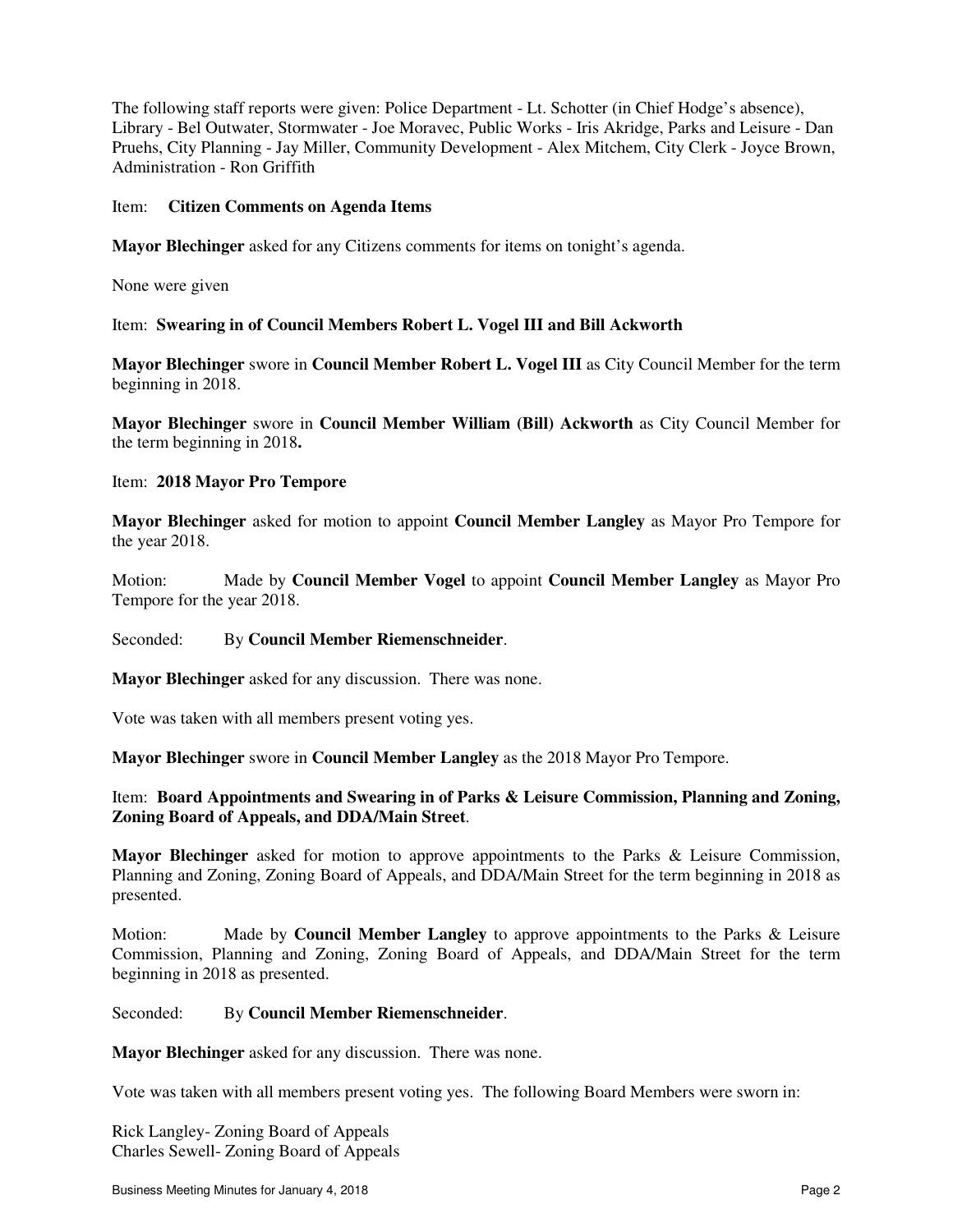The following staff reports were given: Police Department - Lt. Schotter (in Chief Hodge's absence), Library - Bel Outwater, Stormwater - Joe Moravec, Public Works - Iris Akridge, Parks and Leisure - Dan Pruehs, City Planning - Jay Miller, Community Development - Alex Mitchem, City Clerk - Joyce Brown, Administration - Ron Griffith

Item: **Citizen Comments on Agenda Items**

**Mayor Blechinger** asked for any Citizens comments for items on tonight's agenda.

None were given

Item: **Swearing in of Council Members Robert L. Vogel III and Bill Ackworth**

**Mayor Blechinger** swore in **Council Member Robert L. Vogel III** as City Council Member for the term beginning in 2018.

**Mayor Blechinger** swore in **Council Member William (Bill) Ackworth** as City Council Member for the term beginning in 2018**.**

Item: **2018 Mayor Pro Tempore**

**Mayor Blechinger** asked for motion to appoint **Council Member Langley** as Mayor Pro Tempore for the year 2018.

Motion: Made by **Council Member Vogel** to appoint **Council Member Langley** as Mayor Pro Tempore for the year 2018.

Seconded: By **Council Member Riemenschneider**.

**Mayor Blechinger** asked for any discussion. There was none.

Vote was taken with all members present voting yes.

**Mayor Blechinger** swore in **Council Member Langley** as the 2018 Mayor Pro Tempore.

Item: **Board Appointments and Swearing in of Parks & Leisure Commission, Planning and Zoning, Zoning Board of Appeals, and DDA/Main Street**.

**Mayor Blechinger** asked for motion to approve appointments to the Parks & Leisure Commission, Planning and Zoning, Zoning Board of Appeals, and DDA/Main Street for the term beginning in 2018 as presented.

Motion: Made by **Council Member Langley** to approve appointments to the Parks & Leisure Commission, Planning and Zoning, Zoning Board of Appeals, and DDA/Main Street for the term beginning in 2018 as presented.

Seconded: By **Council Member Riemenschneider**.

**Mayor Blechinger** asked for any discussion. There was none.

Vote was taken with all members present voting yes. The following Board Members were sworn in:

Rick Langley- Zoning Board of Appeals
Charles Sewell- Zoning Board of Appeals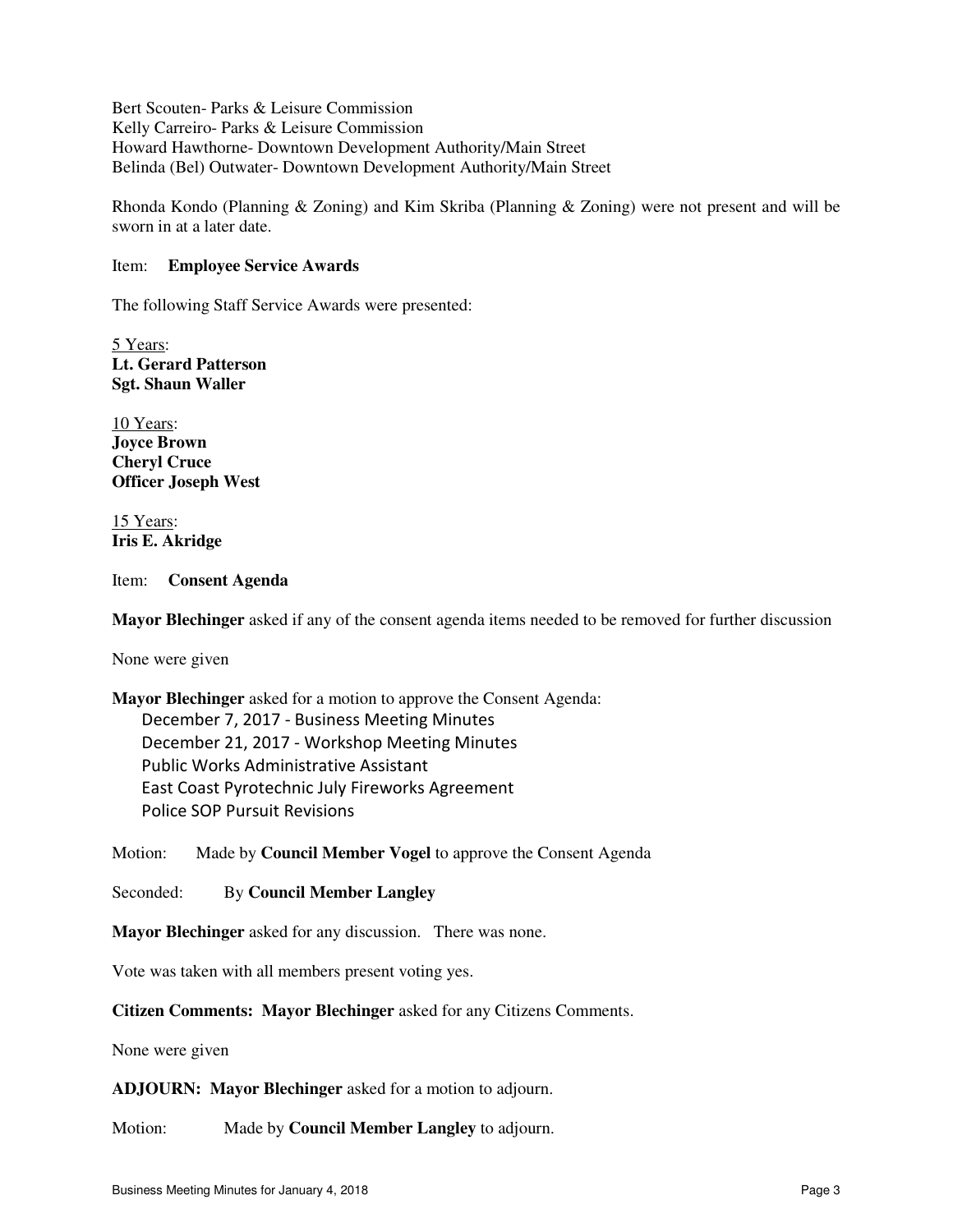Bert Scouten- Parks & Leisure Commission
Kelly Carreiro- Parks & Leisure Commission
Howard Hawthorne- Downtown Development Authority/Main Street
Belinda (Bel) Outwater- Downtown Development Authority/Main Street

Rhonda Kondo (Planning & Zoning) and Kim Skriba (Planning & Zoning) were not present and will be sworn in at a later date.

Item: **Employee Service Awards**

The following Staff Service Awards were presented:

5 Years:
**Lt. Gerard Patterson**
**Sgt. Shaun Waller**

10 Years:
**Joyce Brown**
**Cheryl Cruce**
**Officer Joseph West**

15 Years:
**Iris E. Akridge**

Item: **Consent Agenda**

**Mayor Blechinger** asked if any of the consent agenda items needed to be removed for further discussion

None were given

**Mayor Blechinger** asked for a motion to approve the Consent Agenda:

- December 7, 2017 - Business Meeting Minutes
- December 21, 2017 - Workshop Meeting Minutes
- Public Works Administrative Assistant
- East Coast Pyrotechnic July Fireworks Agreement
- Police SOP Pursuit Revisions

Motion: Made by **Council Member Vogel** to approve the Consent Agenda

Seconded: By **Council Member Langley**

**Mayor Blechinger** asked for any discussion. There was none.

Vote was taken with all members present voting yes.

**Citizen Comments: Mayor Blechinger** asked for any Citizens Comments.

None were given

**ADJOURN: Mayor Blechinger** asked for a motion to adjourn.

Motion: Made by **Council Member Langley** to adjourn.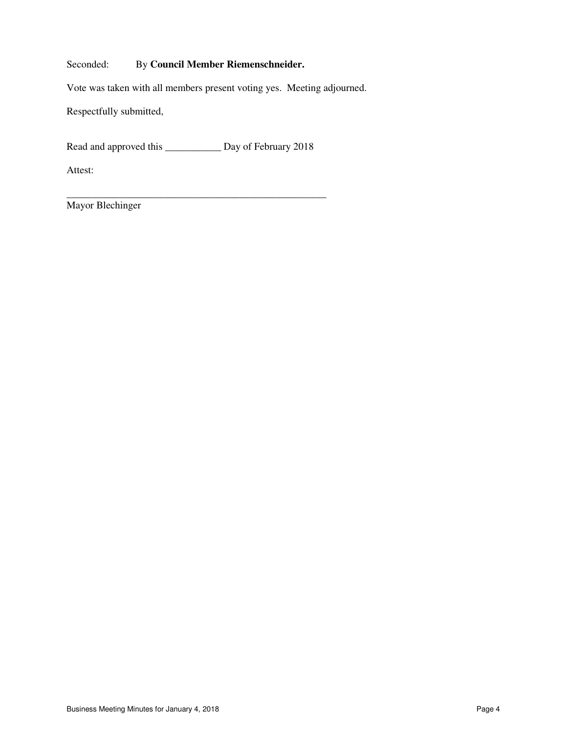Seconded: By **Council Member Riemenschneider.**

Vote was taken with all members present voting yes. Meeting adjourned.

Respectfully submitted,

Read and approved this ___________ Day of February 2018

Attest:

_____________________________________________________

Mayor Blechinger